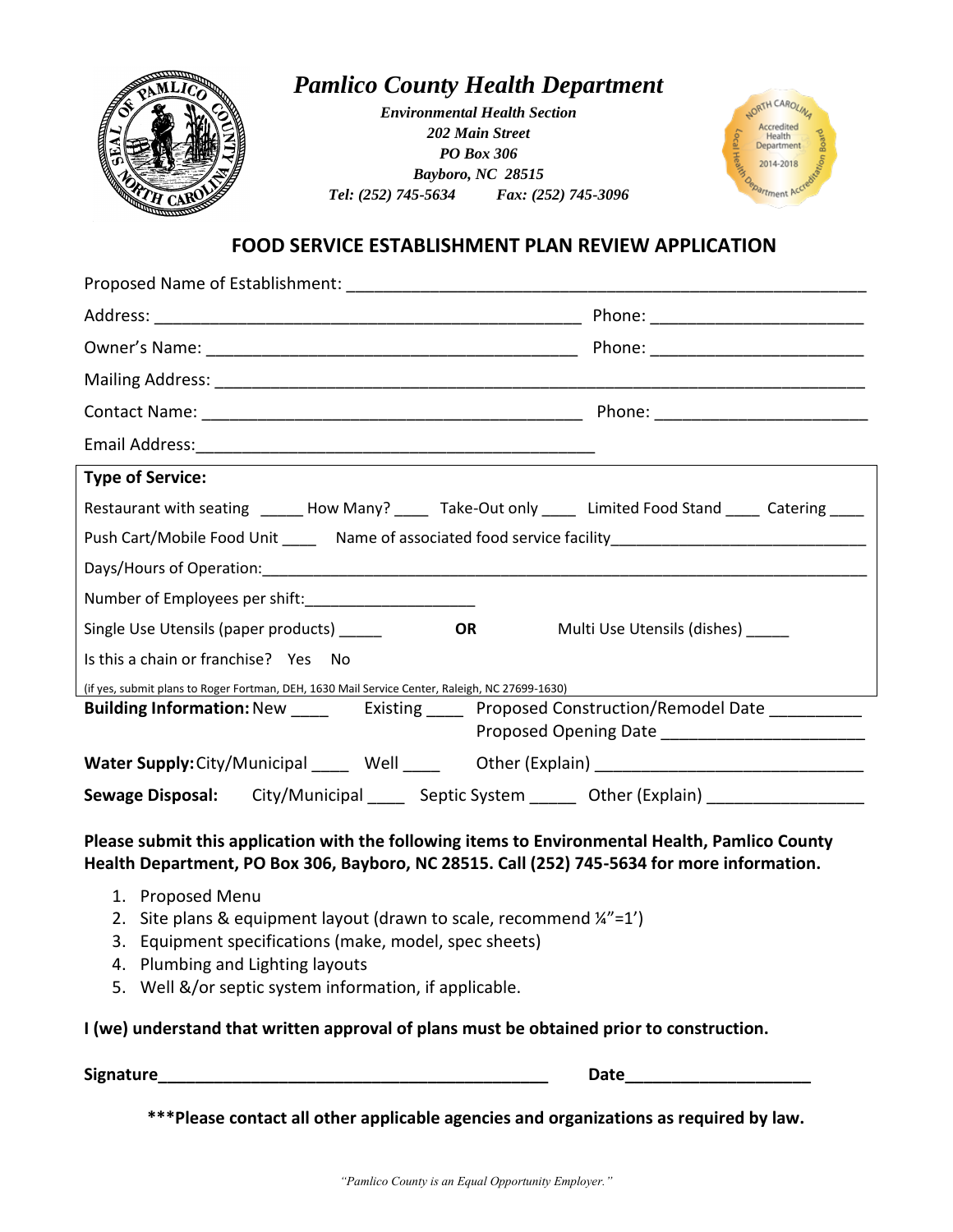# *Pamlico County Health Department*

***Environmental Health Section***
***202 Main Street***
***PO Box 306***
***Bayboro, NC 28515***
***Tel: (252) 745-5634 Fax: (252) 745-3096***

## FOOD SERVICE ESTABLISHMENT PLAN REVIEW APPLICATION

Proposed Name of Establishment: ______________________________________________________

Address: ____________________________________________ Phone: ______________________

Owner's Name: _______________________________________ Phone: ______________________

Mailing Address: _________________________________________________________________

Contact Name: _______________________________________ Phone: ______________________

Email Address: ___________________________________________

**Type of Service:**

Restaurant with seating _____ How Many? ____ Take-Out only ____ Limited Food Stand ____ Catering ____

Push Cart/Mobile Food Unit ____ Name of associated food service facility___________________________

Days/Hours of Operation: ___________________________________________________________

Number of Employees per shift: ___________________

Single Use Utensils (paper products) _____ **OR** Multi Use Utensils (dishes) _____

Is this a chain or franchise? Yes No

(if yes, submit plans to Roger Fortman, DEH, 1630 Mail Service Center, Raleigh, NC 27699-1630)

**Building Information:** New ____ Existing ____ Proposed Construction/Remodel Date __________
Proposed Opening Date ______________________

**Water Supply:** City/Municipal ____ Well ____ Other (Explain) ____________________________

**Sewage Disposal:** City/Municipal ____ Septic System _____ Other (Explain) ________________

**Please submit this application with the following items to Environmental Health, Pamlico County Health Department, PO Box 306, Bayboro, NC 28515. Call (252) 745-5634 for more information.**

1. Proposed Menu
2. Site plans & equipment layout (drawn to scale, recommend ¼"=1')
3. Equipment specifications (make, model, spec sheets)
4. Plumbing and Lighting layouts
5. Well &/or septic system information, if applicable.

**I (we) understand that written approval of plans must be obtained prior to construction.**

**Signature**__________________________________________ **Date**____________________

**\*\*\*Please contact all other applicable agencies and organizations as required by law.**

*"Pamlico County is an Equal Opportunity Employer."*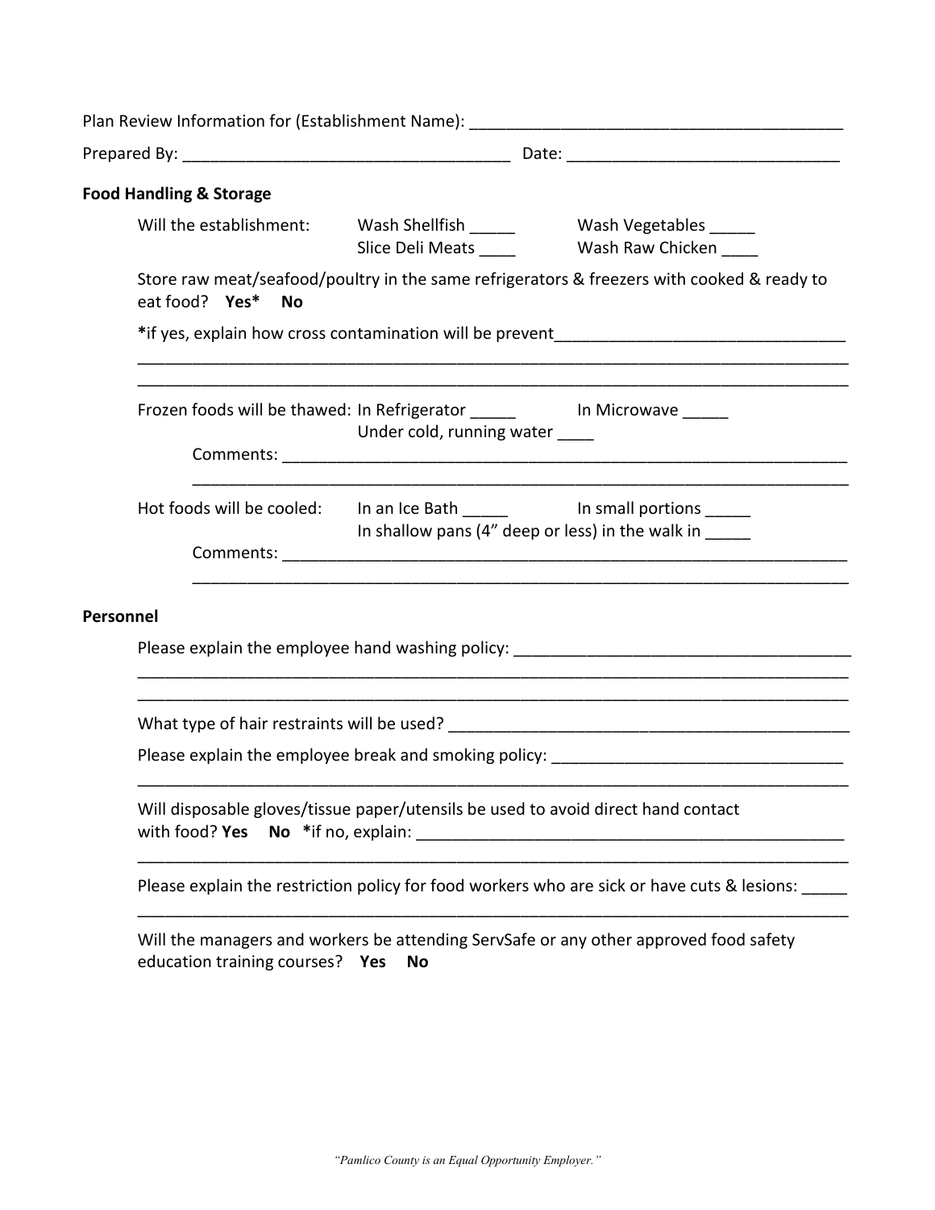Plan Review Information for (Establishment Name): ____________________________________________

Prepared By: ______________________________________ Date: ______________________________

**Food Handling & Storage**

Will the establishment: Wash Shellfish _____ Wash Vegetables _____
Slice Deli Meats ____ Wash Raw Chicken ____

Store raw meat/seafood/poultry in the same refrigerators & freezers with cooked & ready to eat food? **Yes*** **No**

**\***if yes, explain how cross contamination will be prevent________________________________
_______________________________________________________________________________
_______________________________________________________________________________

Frozen foods will be thawed: In Refrigerator _____ In Microwave _____
Under cold, running water ____

Comments: _______________________________________________________________
_______________________________________________________________________

Hot foods will be cooled: In an Ice Bath _____ In small portions _____
In shallow pans (4" deep or less) in the walk in _____

Comments: _______________________________________________________________
_______________________________________________________________________

**Personnel**

Please explain the employee hand washing policy: _____________________________________
_______________________________________________________________________________
_______________________________________________________________________________

What type of hair restraints will be used? ____________________________________________

Please explain the employee break and smoking policy: _________________________________
_______________________________________________________________________________

Will disposable gloves/tissue paper/utensils be used to avoid direct hand contact with food? **Yes** **No** **\***if no, explain: _______________________________________________
_______________________________________________________________________________

Please explain the restriction policy for food workers who are sick or have cuts & lesions: _____
_______________________________________________________________________________

Will the managers and workers be attending ServSafe or any other approved food safety education training courses? **Yes** **No**

*"Pamlico County is an Equal Opportunity Employer."*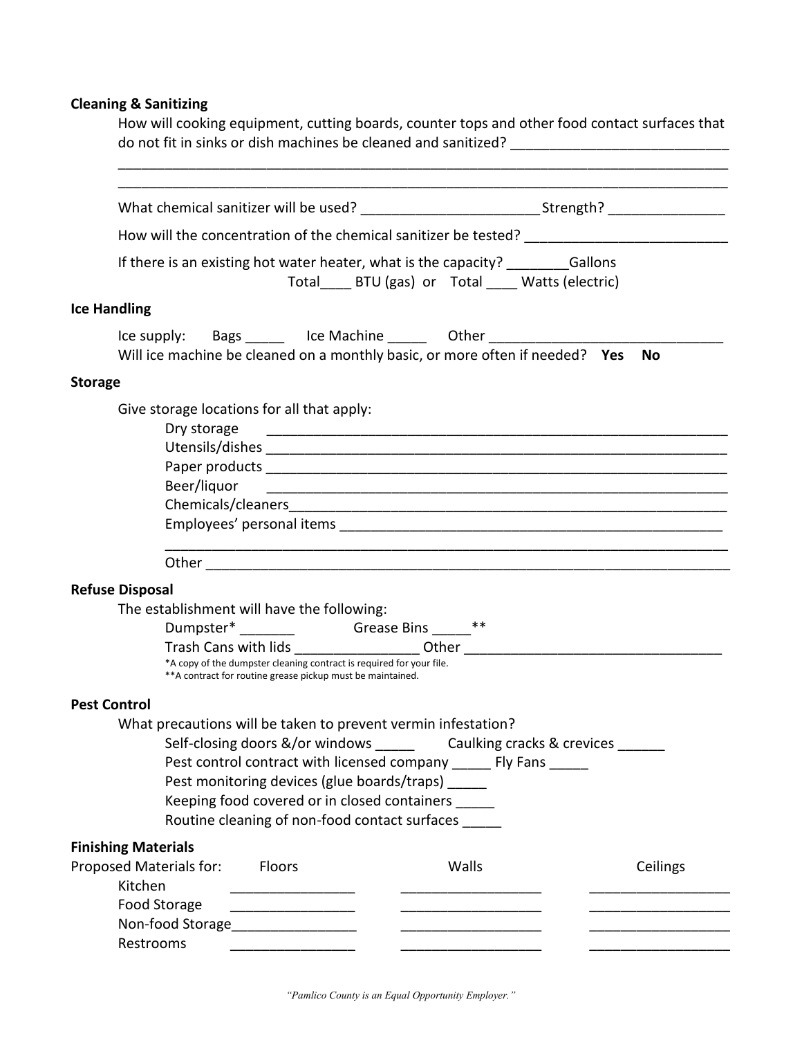**Cleaning & Sanitizing**

How will cooking equipment, cutting boards, counter tops and other food contact surfaces that do not fit in sinks or dish machines be cleaned and sanitized? ___________________________

_____________________________________________________________________________

_____________________________________________________________________________

What chemical sanitizer will be used? _______________________ Strength? _______________

How will the concentration of the chemical sanitizer be tested? __________________________

If there is an existing hot water heater, what is the capacity? ________Gallons

Total____ BTU (gas) or Total ____ Watts (electric)

**Ice Handling**

Ice supply: Bags _____ Ice Machine _____ Other ______________________________

Will ice machine be cleaned on a monthly basic, or more often if needed? **Yes No**

**Storage**

Give storage locations for all that apply:

- Dry storage ____________________________________________________________
- Utensils/dishes _________________________________________________________
- Paper products _________________________________________________________
- Beer/liquor ____________________________________________________________
- Chemicals/cleaners______________________________________________________
- Employees' personal items ___________________________________________________

  _____________________________________________________________________

- Other ____________________________________________________________________

**Refuse Disposal**

The establishment will have the following:

Dumpster* _______ Grease Bins _____**

Trash Cans with lids ________________ Other __________________________________

*A copy of the dumpster cleaning contract is required for your file.

**A contract for routine grease pickup must be maintained.

**Pest Control**

What precautions will be taken to prevent vermin infestation?

- Self-closing doors &/or windows _____ Caulking cracks & crevices ______
- Pest control contract with licensed company _____ Fly Fans _____
- Pest monitoring devices (glue boards/traps) _____
- Keeping food covered or in closed containers _____
- Routine cleaning of non-food contact surfaces _____

**Finishing Materials**

| Proposed Materials for: | Floors | Walls | Ceilings |
| --- | --- | --- | --- |
| Kitchen | ________________ | __________________ | __________________ |
| Food Storage | ________________ | __________________ | __________________ |
| Non-food Storage | ________________ | __________________ | __________________ |
| Restrooms | ________________ | __________________ | __________________ |

*"Pamlico County is an Equal Opportunity Employer."*